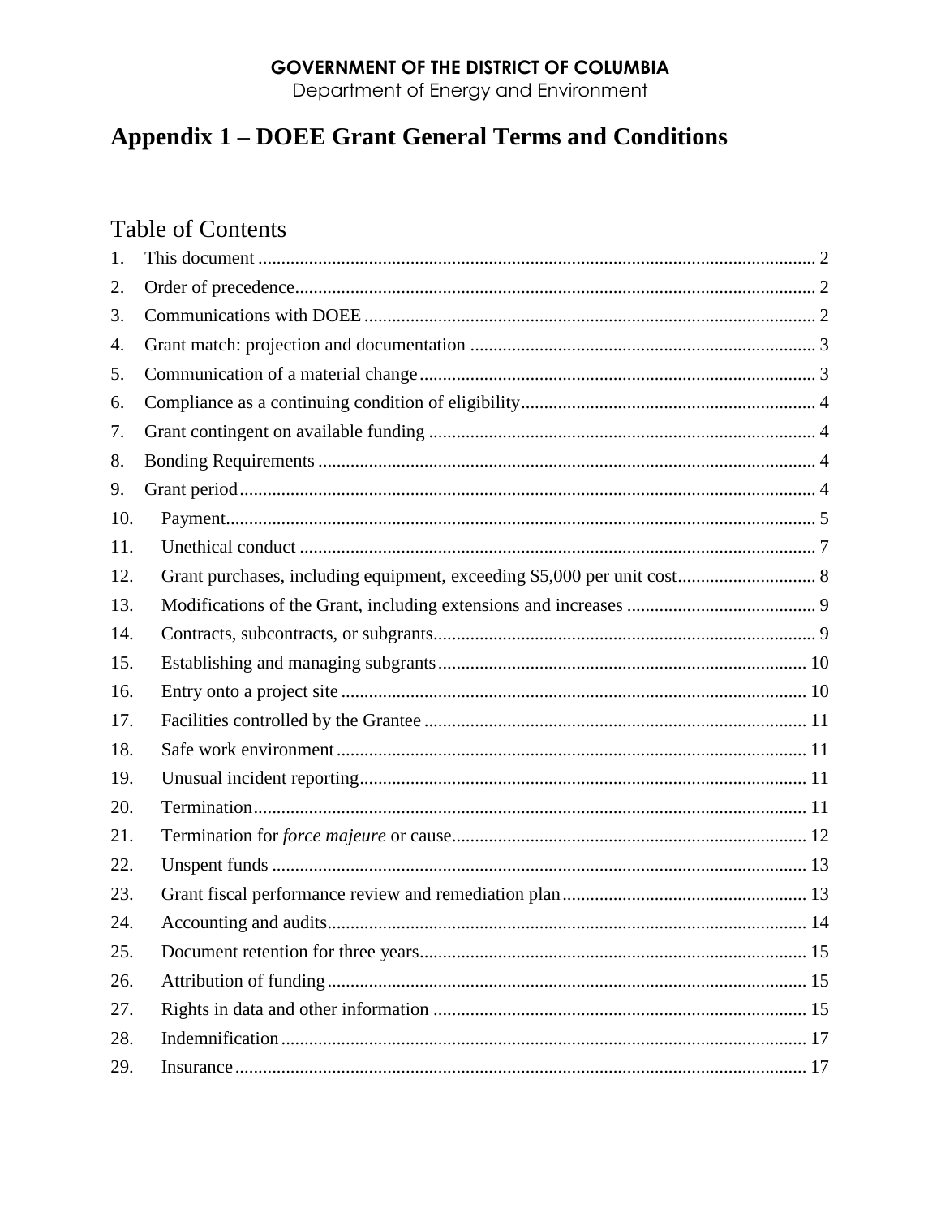**GOVERNMENT OF THE DISTRICT OF COLUMBIA**
Department of Energy and Environment

# Appendix 1 – DOEE Grant General Terms and Conditions

## Table of Contents

1. This document ........ 2
2. Order of precedence ........ 2
3. Communications with DOEE ........ 2
4. Grant match: projection and documentation ........ 3
5. Communication of a material change ........ 3
6. Compliance as a continuing condition of eligibility ........ 4
7. Grant contingent on available funding ........ 4
8. Bonding Requirements ........ 4
9. Grant period ........ 4
10. Payment ........ 5
11. Unethical conduct ........ 7
12. Grant purchases, including equipment, exceeding $5,000 per unit cost ........ 8
13. Modifications of the Grant, including extensions and increases ........ 9
14. Contracts, subcontracts, or subgrants ........ 9
15. Establishing and managing subgrants ........ 10
16. Entry onto a project site ........ 10
17. Facilities controlled by the Grantee ........ 11
18. Safe work environment ........ 11
19. Unusual incident reporting ........ 11
20. Termination ........ 11
21. Termination for *force majeure* or cause ........ 12
22. Unspent funds ........ 13
23. Grant fiscal performance review and remediation plan ........ 13
24. Accounting and audits ........ 14
25. Document retention for three years ........ 15
26. Attribution of funding ........ 15
27. Rights in data and other information ........ 15
28. Indemnification ........ 17
29. Insurance ........ 17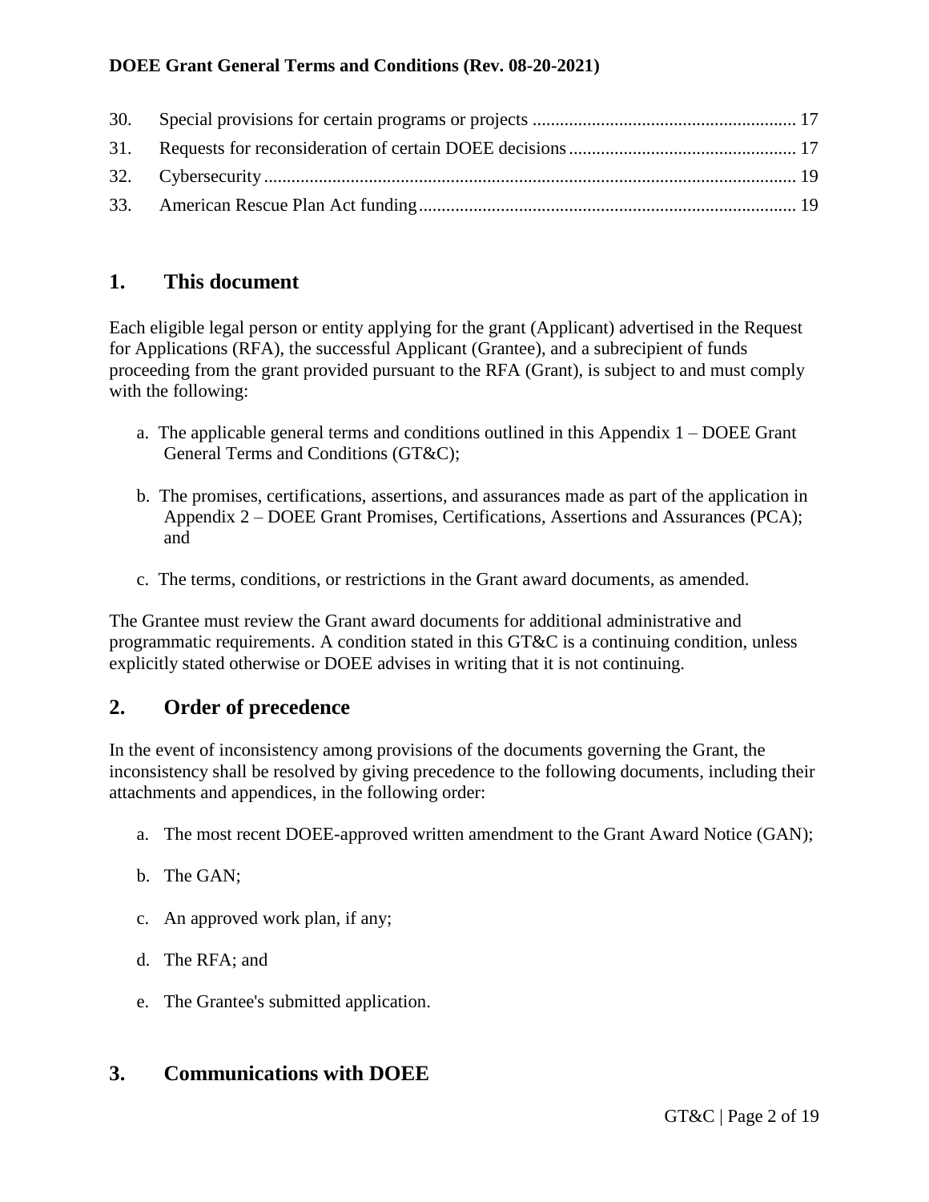| | | |
|---|---|---|
| 30. | Special provisions for certain programs or projects | 17 |
| 31. | Requests for reconsideration of certain DOEE decisions | 17 |
| 32. | Cybersecurity | 19 |
| 33. | American Rescue Plan Act funding | 19 |

## 1. This document

Each eligible legal person or entity applying for the grant (Applicant) advertised in the Request for Applications (RFA), the successful Applicant (Grantee), and a subrecipient of funds proceeding from the grant provided pursuant to the RFA (Grant), is subject to and must comply with the following:

a. The applicable general terms and conditions outlined in this Appendix 1 – DOEE Grant General Terms and Conditions (GT&C);

b. The promises, certifications, assertions, and assurances made as part of the application in Appendix 2 – DOEE Grant Promises, Certifications, Assertions and Assurances (PCA); and

c. The terms, conditions, or restrictions in the Grant award documents, as amended.

The Grantee must review the Grant award documents for additional administrative and programmatic requirements. A condition stated in this GT&C is a continuing condition, unless explicitly stated otherwise or DOEE advises in writing that it is not continuing.

## 2. Order of precedence

In the event of inconsistency among provisions of the documents governing the Grant, the inconsistency shall be resolved by giving precedence to the following documents, including their attachments and appendices, in the following order:

a. The most recent DOEE-approved written amendment to the Grant Award Notice (GAN);

b. The GAN;

c. An approved work plan, if any;

d. The RFA; and

e. The Grantee's submitted application.

## 3. Communications with DOEE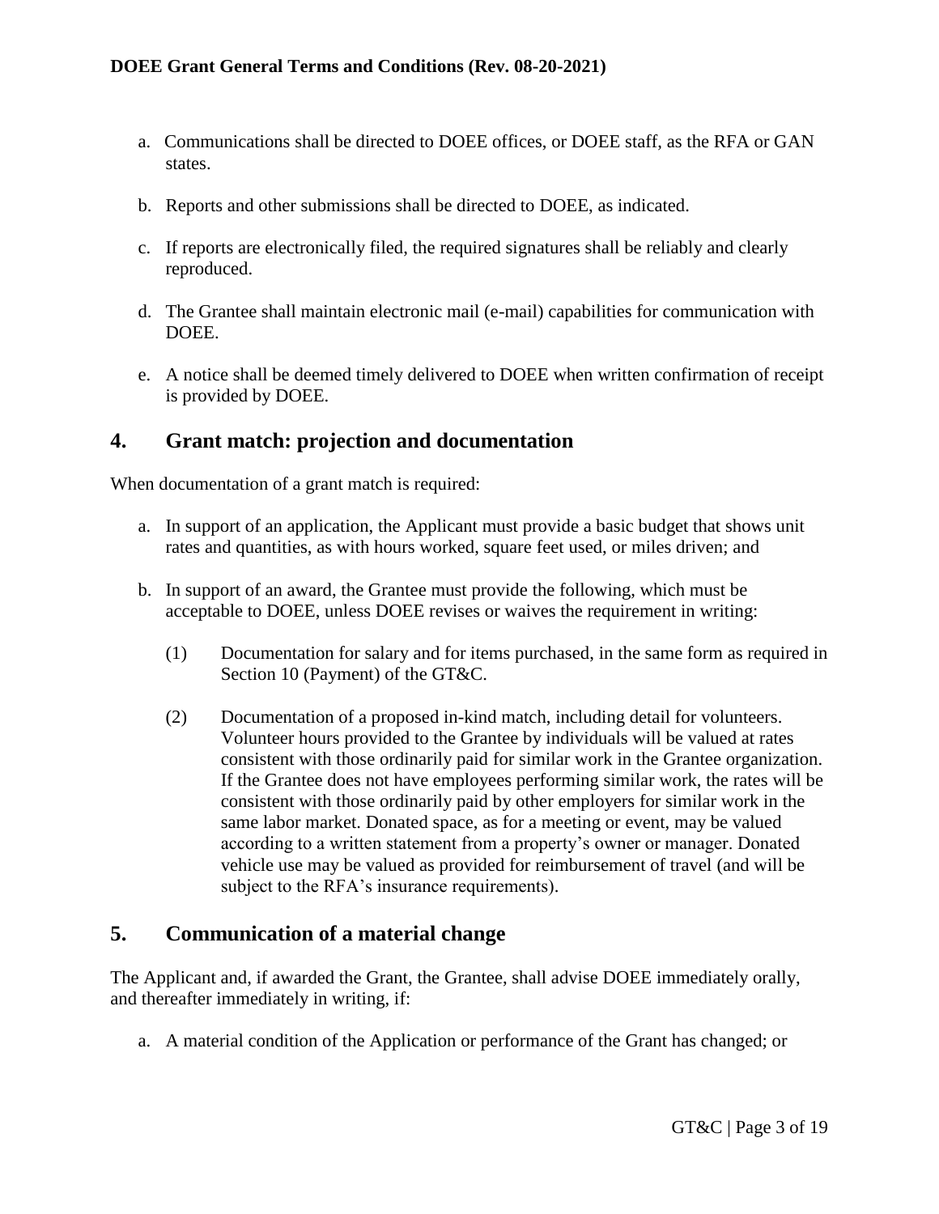a. Communications shall be directed to DOEE offices, or DOEE staff, as the RFA or GAN states.

b. Reports and other submissions shall be directed to DOEE, as indicated.

c. If reports are electronically filed, the required signatures shall be reliably and clearly reproduced.

d. The Grantee shall maintain electronic mail (e-mail) capabilities for communication with DOEE.

e. A notice shall be deemed timely delivered to DOEE when written confirmation of receipt is provided by DOEE.

## 4. Grant match: projection and documentation

When documentation of a grant match is required:

a. In support of an application, the Applicant must provide a basic budget that shows unit rates and quantities, as with hours worked, square feet used, or miles driven; and

b. In support of an award, the Grantee must provide the following, which must be acceptable to DOEE, unless DOEE revises or waives the requirement in writing:

   (1) Documentation for salary and for items purchased, in the same form as required in Section 10 (Payment) of the GT&C.

   (2) Documentation of a proposed in-kind match, including detail for volunteers. Volunteer hours provided to the Grantee by individuals will be valued at rates consistent with those ordinarily paid for similar work in the Grantee organization. If the Grantee does not have employees performing similar work, the rates will be consistent with those ordinarily paid by other employers for similar work in the same labor market. Donated space, as for a meeting or event, may be valued according to a written statement from a property's owner or manager. Donated vehicle use may be valued as provided for reimbursement of travel (and will be subject to the RFA's insurance requirements).

## 5. Communication of a material change

The Applicant and, if awarded the Grant, the Grantee, shall advise DOEE immediately orally, and thereafter immediately in writing, if:

a. A material condition of the Application or performance of the Grant has changed; or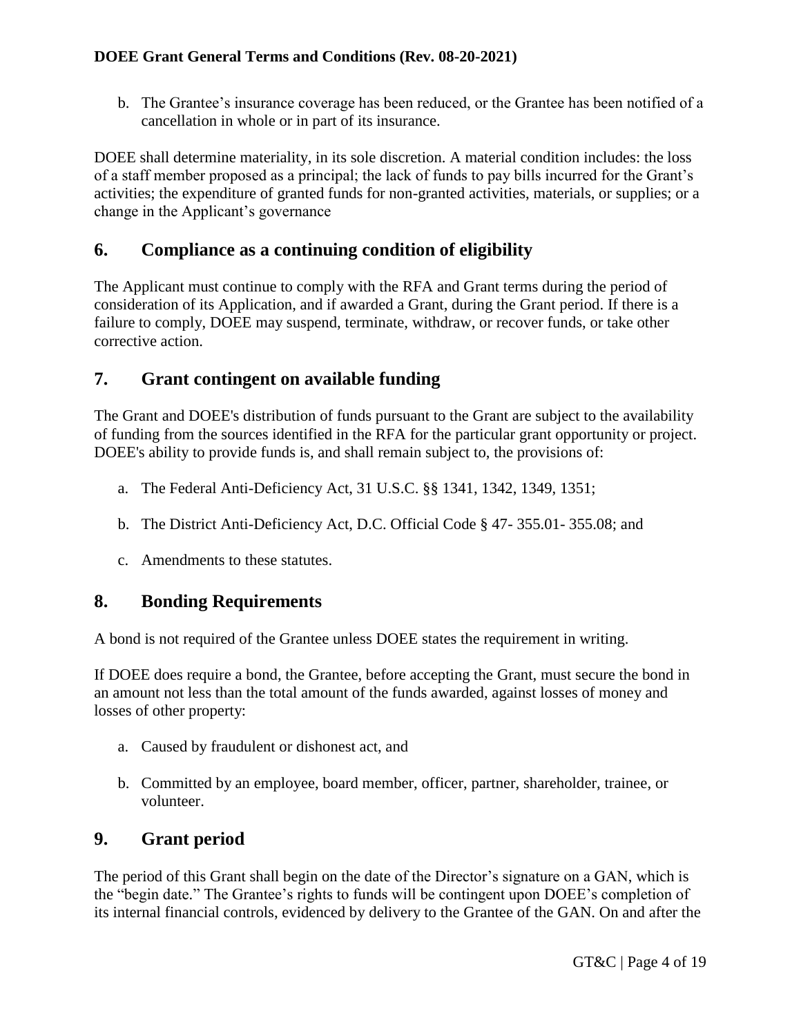b. The Grantee's insurance coverage has been reduced, or the Grantee has been notified of a cancellation in whole or in part of its insurance.

DOEE shall determine materiality, in its sole discretion. A material condition includes: the loss of a staff member proposed as a principal; the lack of funds to pay bills incurred for the Grant's activities; the expenditure of granted funds for non-granted activities, materials, or supplies; or a change in the Applicant's governance

## 6. Compliance as a continuing condition of eligibility

The Applicant must continue to comply with the RFA and Grant terms during the period of consideration of its Application, and if awarded a Grant, during the Grant period. If there is a failure to comply, DOEE may suspend, terminate, withdraw, or recover funds, or take other corrective action.

## 7. Grant contingent on available funding

The Grant and DOEE's distribution of funds pursuant to the Grant are subject to the availability of funding from the sources identified in the RFA for the particular grant opportunity or project. DOEE's ability to provide funds is, and shall remain subject to, the provisions of:

a. The Federal Anti-Deficiency Act, 31 U.S.C. §§ 1341, 1342, 1349, 1351;

b. The District Anti-Deficiency Act, D.C. Official Code § 47- 355.01- 355.08; and

c. Amendments to these statutes.

## 8. Bonding Requirements

A bond is not required of the Grantee unless DOEE states the requirement in writing.

If DOEE does require a bond, the Grantee, before accepting the Grant, must secure the bond in an amount not less than the total amount of the funds awarded, against losses of money and losses of other property:

a. Caused by fraudulent or dishonest act, and

b. Committed by an employee, board member, officer, partner, shareholder, trainee, or volunteer.

## 9. Grant period

The period of this Grant shall begin on the date of the Director's signature on a GAN, which is the "begin date." The Grantee's rights to funds will be contingent upon DOEE's completion of its internal financial controls, evidenced by delivery to the Grantee of the GAN. On and after the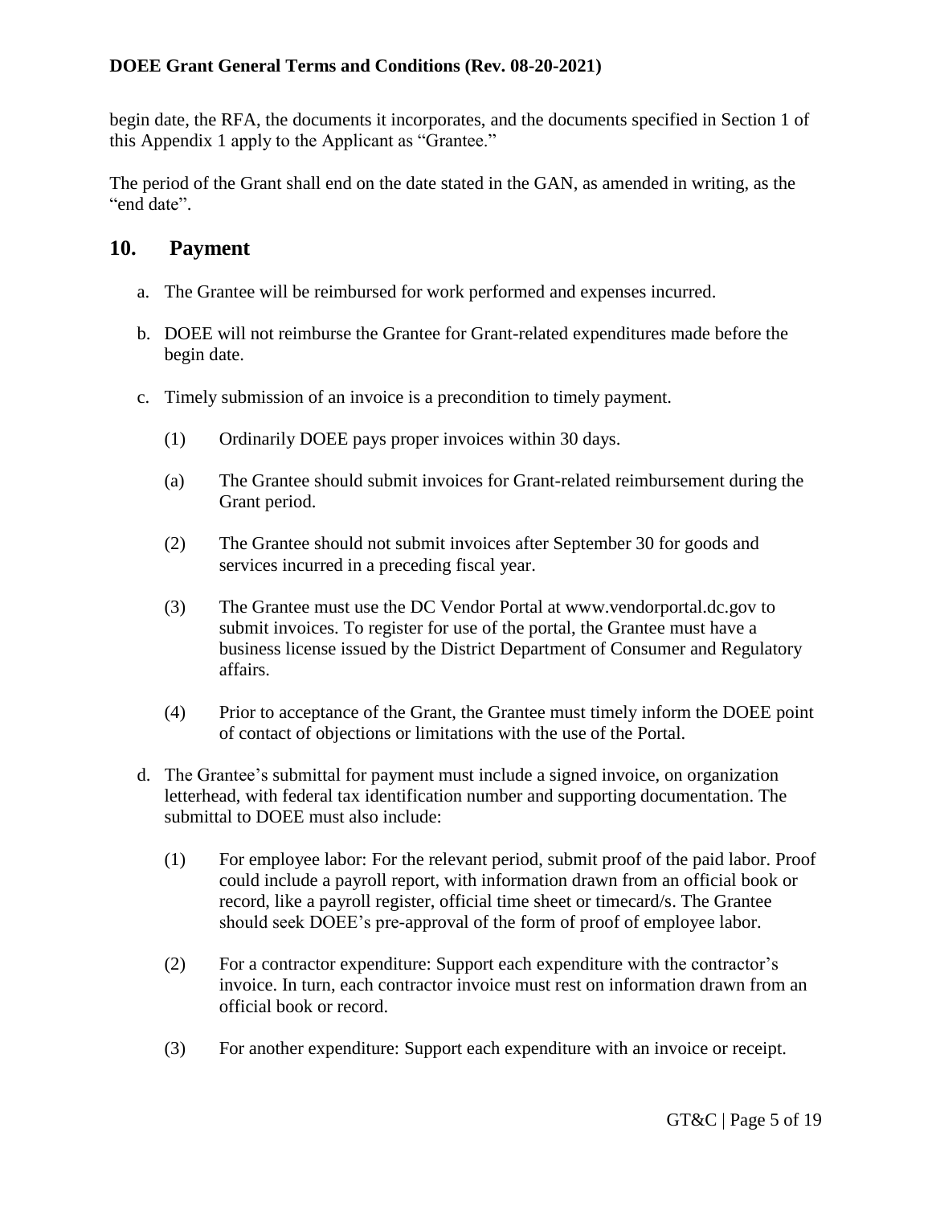begin date, the RFA, the documents it incorporates, and the documents specified in Section 1 of this Appendix 1 apply to the Applicant as "Grantee."

The period of the Grant shall end on the date stated in the GAN, as amended in writing, as the "end date".

## 10. Payment

a. The Grantee will be reimbursed for work performed and expenses incurred.

b. DOEE will not reimburse the Grantee for Grant-related expenditures made before the begin date.

c. Timely submission of an invoice is a precondition to timely payment.

   (1) Ordinarily DOEE pays proper invoices within 30 days.

   (a) The Grantee should submit invoices for Grant-related reimbursement during the Grant period.

   (2) The Grantee should not submit invoices after September 30 for goods and services incurred in a preceding fiscal year.

   (3) The Grantee must use the DC Vendor Portal at www.vendorportal.dc.gov to submit invoices. To register for use of the portal, the Grantee must have a business license issued by the District Department of Consumer and Regulatory affairs.

   (4) Prior to acceptance of the Grant, the Grantee must timely inform the DOEE point of contact of objections or limitations with the use of the Portal.

d. The Grantee's submittal for payment must include a signed invoice, on organization letterhead, with federal tax identification number and supporting documentation. The submittal to DOEE must also include:

   (1) For employee labor: For the relevant period, submit proof of the paid labor. Proof could include a payroll report, with information drawn from an official book or record, like a payroll register, official time sheet or timecard/s. The Grantee should seek DOEE's pre-approval of the form of proof of employee labor.

   (2) For a contractor expenditure: Support each expenditure with the contractor's invoice. In turn, each contractor invoice must rest on information drawn from an official book or record.

   (3) For another expenditure: Support each expenditure with an invoice or receipt.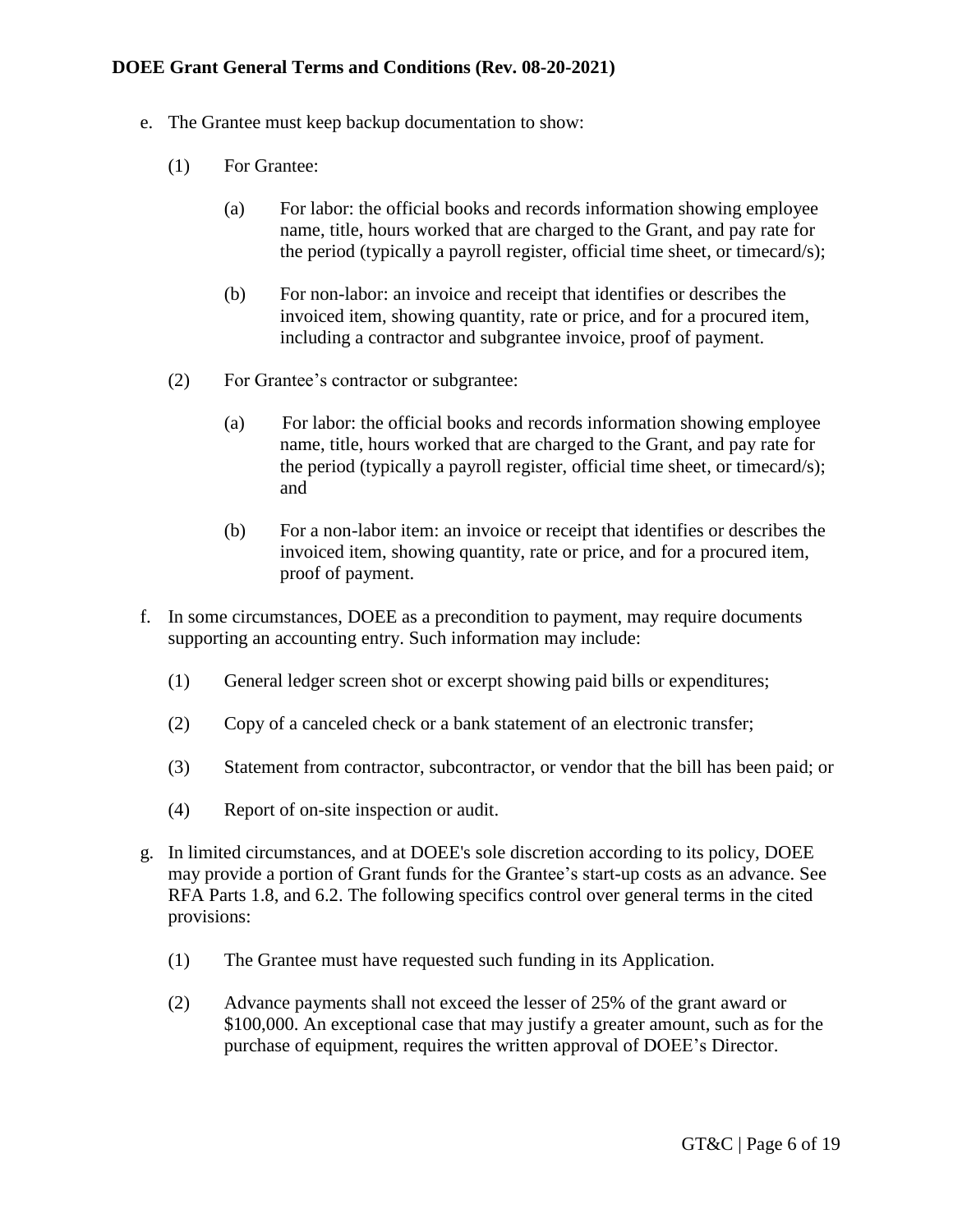e. The Grantee must keep backup documentation to show:

   (1) For Grantee:

      (a) For labor: the official books and records information showing employee name, title, hours worked that are charged to the Grant, and pay rate for the period (typically a payroll register, official time sheet, or timecard/s);

      (b) For non-labor: an invoice and receipt that identifies or describes the invoiced item, showing quantity, rate or price, and for a procured item, including a contractor and subgrantee invoice, proof of payment.

   (2) For Grantee's contractor or subgrantee:

      (a) For labor: the official books and records information showing employee name, title, hours worked that are charged to the Grant, and pay rate for the period (typically a payroll register, official time sheet, or timecard/s); and

      (b) For a non-labor item: an invoice or receipt that identifies or describes the invoiced item, showing quantity, rate or price, and for a procured item, proof of payment.

f. In some circumstances, DOEE as a precondition to payment, may require documents supporting an accounting entry. Such information may include:

   (1) General ledger screen shot or excerpt showing paid bills or expenditures;

   (2) Copy of a canceled check or a bank statement of an electronic transfer;

   (3) Statement from contractor, subcontractor, or vendor that the bill has been paid; or

   (4) Report of on-site inspection or audit.

g. In limited circumstances, and at DOEE's sole discretion according to its policy, DOEE may provide a portion of Grant funds for the Grantee's start-up costs as an advance. See RFA Parts 1.8, and 6.2. The following specifics control over general terms in the cited provisions:

   (1) The Grantee must have requested such funding in its Application.

   (2) Advance payments shall not exceed the lesser of 25% of the grant award or $100,000. An exceptional case that may justify a greater amount, such as for the purchase of equipment, requires the written approval of DOEE's Director.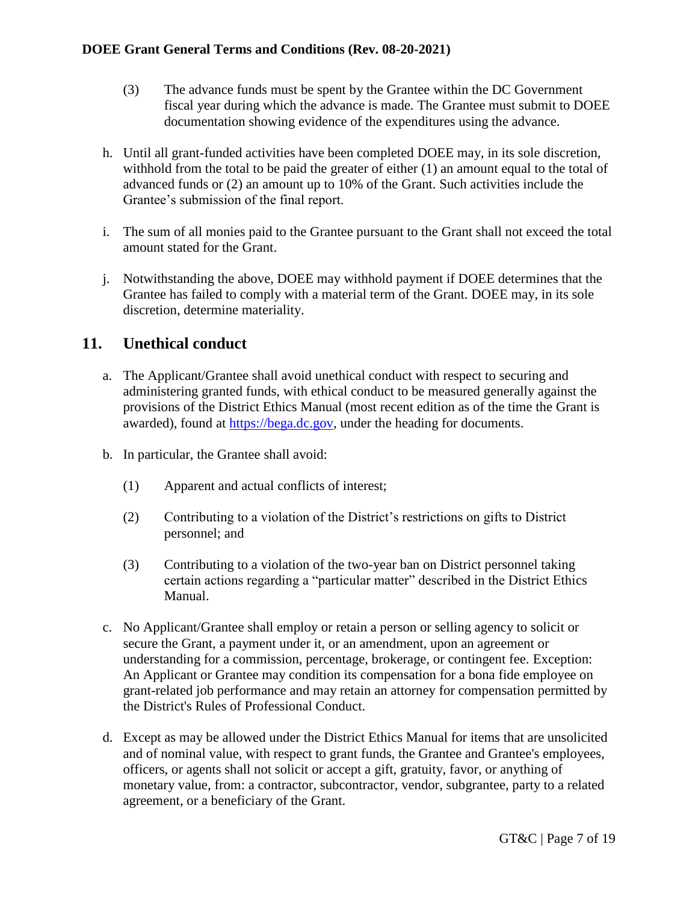(3) The advance funds must be spent by the Grantee within the DC Government fiscal year during which the advance is made. The Grantee must submit to DOEE documentation showing evidence of the expenditures using the advance.

h. Until all grant-funded activities have been completed DOEE may, in its sole discretion, withhold from the total to be paid the greater of either (1) an amount equal to the total of advanced funds or (2) an amount up to 10% of the Grant. Such activities include the Grantee's submission of the final report.

i. The sum of all monies paid to the Grantee pursuant to the Grant shall not exceed the total amount stated for the Grant.

j. Notwithstanding the above, DOEE may withhold payment if DOEE determines that the Grantee has failed to comply with a material term of the Grant. DOEE may, in its sole discretion, determine materiality.

## 11. Unethical conduct

a. The Applicant/Grantee shall avoid unethical conduct with respect to securing and administering granted funds, with ethical conduct to be measured generally against the provisions of the District Ethics Manual (most recent edition as of the time the Grant is awarded), found at https://bega.dc.gov, under the heading for documents.

b. In particular, the Grantee shall avoid:

(1) Apparent and actual conflicts of interest;

(2) Contributing to a violation of the District's restrictions on gifts to District personnel; and

(3) Contributing to a violation of the two-year ban on District personnel taking certain actions regarding a "particular matter" described in the District Ethics Manual.

c. No Applicant/Grantee shall employ or retain a person or selling agency to solicit or secure the Grant, a payment under it, or an amendment, upon an agreement or understanding for a commission, percentage, brokerage, or contingent fee. Exception: An Applicant or Grantee may condition its compensation for a bona fide employee on grant-related job performance and may retain an attorney for compensation permitted by the District's Rules of Professional Conduct.

d. Except as may be allowed under the District Ethics Manual for items that are unsolicited and of nominal value, with respect to grant funds, the Grantee and Grantee's employees, officers, or agents shall not solicit or accept a gift, gratuity, favor, or anything of monetary value, from: a contractor, subcontractor, vendor, subgrantee, party to a related agreement, or a beneficiary of the Grant.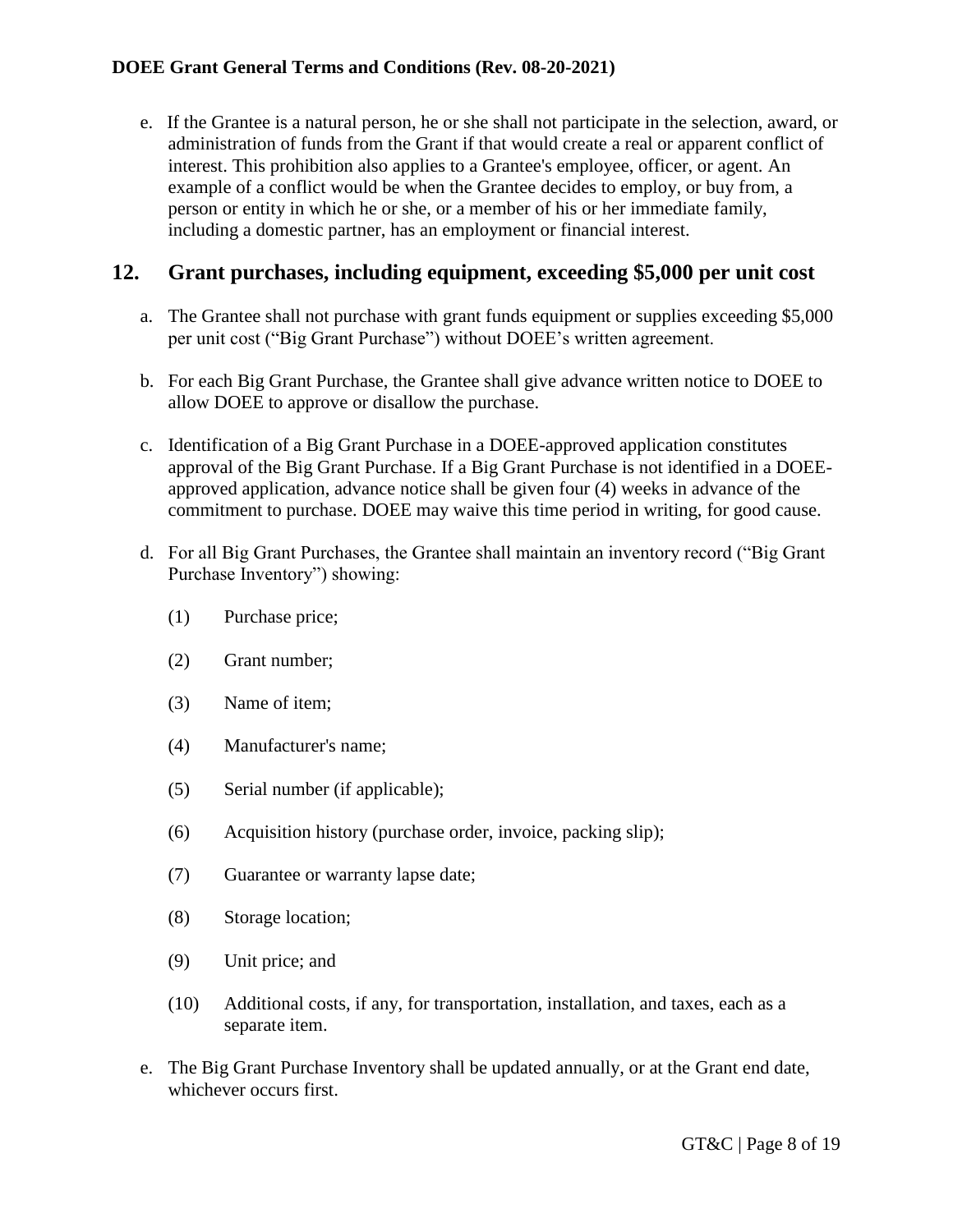e. If the Grantee is a natural person, he or she shall not participate in the selection, award, or administration of funds from the Grant if that would create a real or apparent conflict of interest. This prohibition also applies to a Grantee's employee, officer, or agent. An example of a conflict would be when the Grantee decides to employ, or buy from, a person or entity in which he or she, or a member of his or her immediate family, including a domestic partner, has an employment or financial interest.

## 12. Grant purchases, including equipment, exceeding $5,000 per unit cost

a. The Grantee shall not purchase with grant funds equipment or supplies exceeding $5,000 per unit cost ("Big Grant Purchase") without DOEE's written agreement.

b. For each Big Grant Purchase, the Grantee shall give advance written notice to DOEE to allow DOEE to approve or disallow the purchase.

c. Identification of a Big Grant Purchase in a DOEE-approved application constitutes approval of the Big Grant Purchase. If a Big Grant Purchase is not identified in a DOEE-approved application, advance notice shall be given four (4) weeks in advance of the commitment to purchase. DOEE may waive this time period in writing, for good cause.

d. For all Big Grant Purchases, the Grantee shall maintain an inventory record ("Big Grant Purchase Inventory") showing:

   (1) Purchase price;

   (2) Grant number;

   (3) Name of item;

   (4) Manufacturer's name;

   (5) Serial number (if applicable);

   (6) Acquisition history (purchase order, invoice, packing slip);

   (7) Guarantee or warranty lapse date;

   (8) Storage location;

   (9) Unit price; and

   (10) Additional costs, if any, for transportation, installation, and taxes, each as a separate item.

e. The Big Grant Purchase Inventory shall be updated annually, or at the Grant end date, whichever occurs first.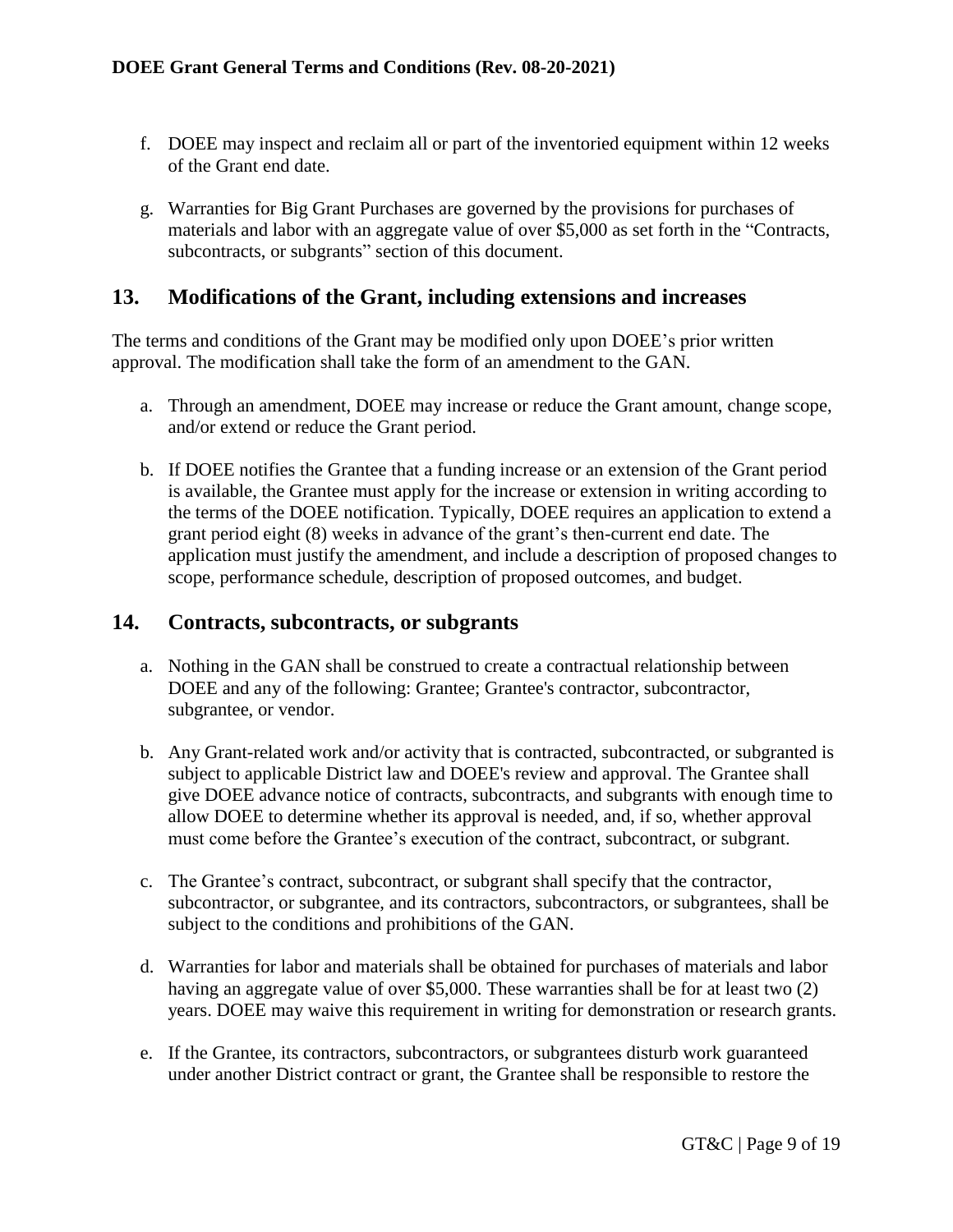f. DOEE may inspect and reclaim all or part of the inventoried equipment within 12 weeks of the Grant end date.

g. Warranties for Big Grant Purchases are governed by the provisions for purchases of materials and labor with an aggregate value of over $5,000 as set forth in the "Contracts, subcontracts, or subgrants" section of this document.

## 13. Modifications of the Grant, including extensions and increases

The terms and conditions of the Grant may be modified only upon DOEE's prior written approval. The modification shall take the form of an amendment to the GAN.

a. Through an amendment, DOEE may increase or reduce the Grant amount, change scope, and/or extend or reduce the Grant period.

b. If DOEE notifies the Grantee that a funding increase or an extension of the Grant period is available, the Grantee must apply for the increase or extension in writing according to the terms of the DOEE notification. Typically, DOEE requires an application to extend a grant period eight (8) weeks in advance of the grant's then-current end date. The application must justify the amendment, and include a description of proposed changes to scope, performance schedule, description of proposed outcomes, and budget.

## 14. Contracts, subcontracts, or subgrants

a. Nothing in the GAN shall be construed to create a contractual relationship between DOEE and any of the following: Grantee; Grantee's contractor, subcontractor, subgrantee, or vendor.

b. Any Grant-related work and/or activity that is contracted, subcontracted, or subgranted is subject to applicable District law and DOEE's review and approval. The Grantee shall give DOEE advance notice of contracts, subcontracts, and subgrants with enough time to allow DOEE to determine whether its approval is needed, and, if so, whether approval must come before the Grantee's execution of the contract, subcontract, or subgrant.

c. The Grantee's contract, subcontract, or subgrant shall specify that the contractor, subcontractor, or subgrantee, and its contractors, subcontractors, or subgrantees, shall be subject to the conditions and prohibitions of the GAN.

d. Warranties for labor and materials shall be obtained for purchases of materials and labor having an aggregate value of over $5,000. These warranties shall be for at least two (2) years. DOEE may waive this requirement in writing for demonstration or research grants.

e. If the Grantee, its contractors, subcontractors, or subgrantees disturb work guaranteed under another District contract or grant, the Grantee shall be responsible to restore the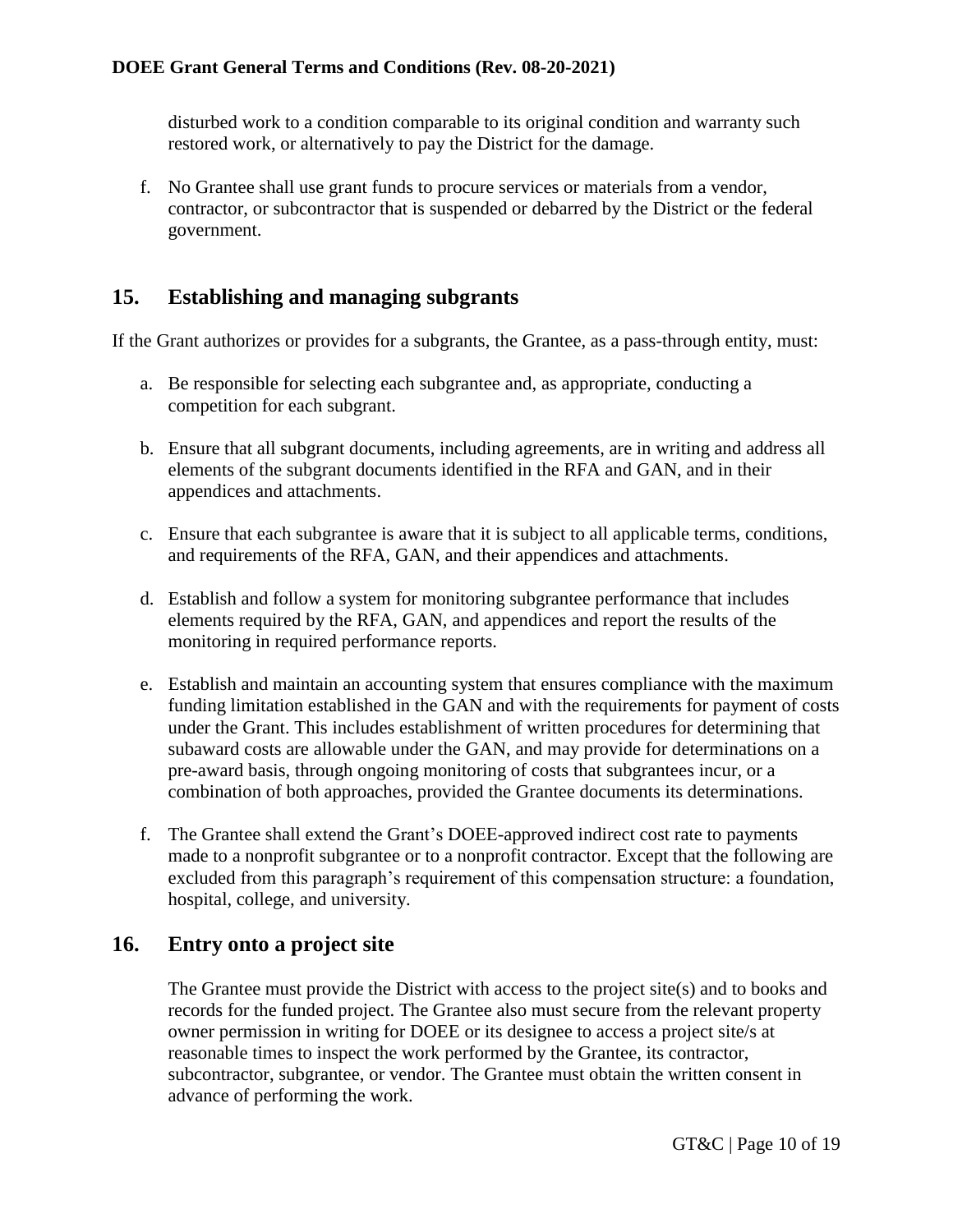disturbed work to a condition comparable to its original condition and warranty such restored work, or alternatively to pay the District for the damage.

f. No Grantee shall use grant funds to procure services or materials from a vendor, contractor, or subcontractor that is suspended or debarred by the District or the federal government.

## 15. Establishing and managing subgrants

If the Grant authorizes or provides for a subgrants, the Grantee, as a pass-through entity, must:

a. Be responsible for selecting each subgrantee and, as appropriate, conducting a competition for each subgrant.

b. Ensure that all subgrant documents, including agreements, are in writing and address all elements of the subgrant documents identified in the RFA and GAN, and in their appendices and attachments.

c. Ensure that each subgrantee is aware that it is subject to all applicable terms, conditions, and requirements of the RFA, GAN, and their appendices and attachments.

d. Establish and follow a system for monitoring subgrantee performance that includes elements required by the RFA, GAN, and appendices and report the results of the monitoring in required performance reports.

e. Establish and maintain an accounting system that ensures compliance with the maximum funding limitation established in the GAN and with the requirements for payment of costs under the Grant. This includes establishment of written procedures for determining that subaward costs are allowable under the GAN, and may provide for determinations on a pre-award basis, through ongoing monitoring of costs that subgrantees incur, or a combination of both approaches, provided the Grantee documents its determinations.

f. The Grantee shall extend the Grant's DOEE-approved indirect cost rate to payments made to a nonprofit subgrantee or to a nonprofit contractor. Except that the following are excluded from this paragraph's requirement of this compensation structure: a foundation, hospital, college, and university.

## 16. Entry onto a project site

The Grantee must provide the District with access to the project site(s) and to books and records for the funded project. The Grantee also must secure from the relevant property owner permission in writing for DOEE or its designee to access a project site/s at reasonable times to inspect the work performed by the Grantee, its contractor, subcontractor, subgrantee, or vendor. The Grantee must obtain the written consent in advance of performing the work.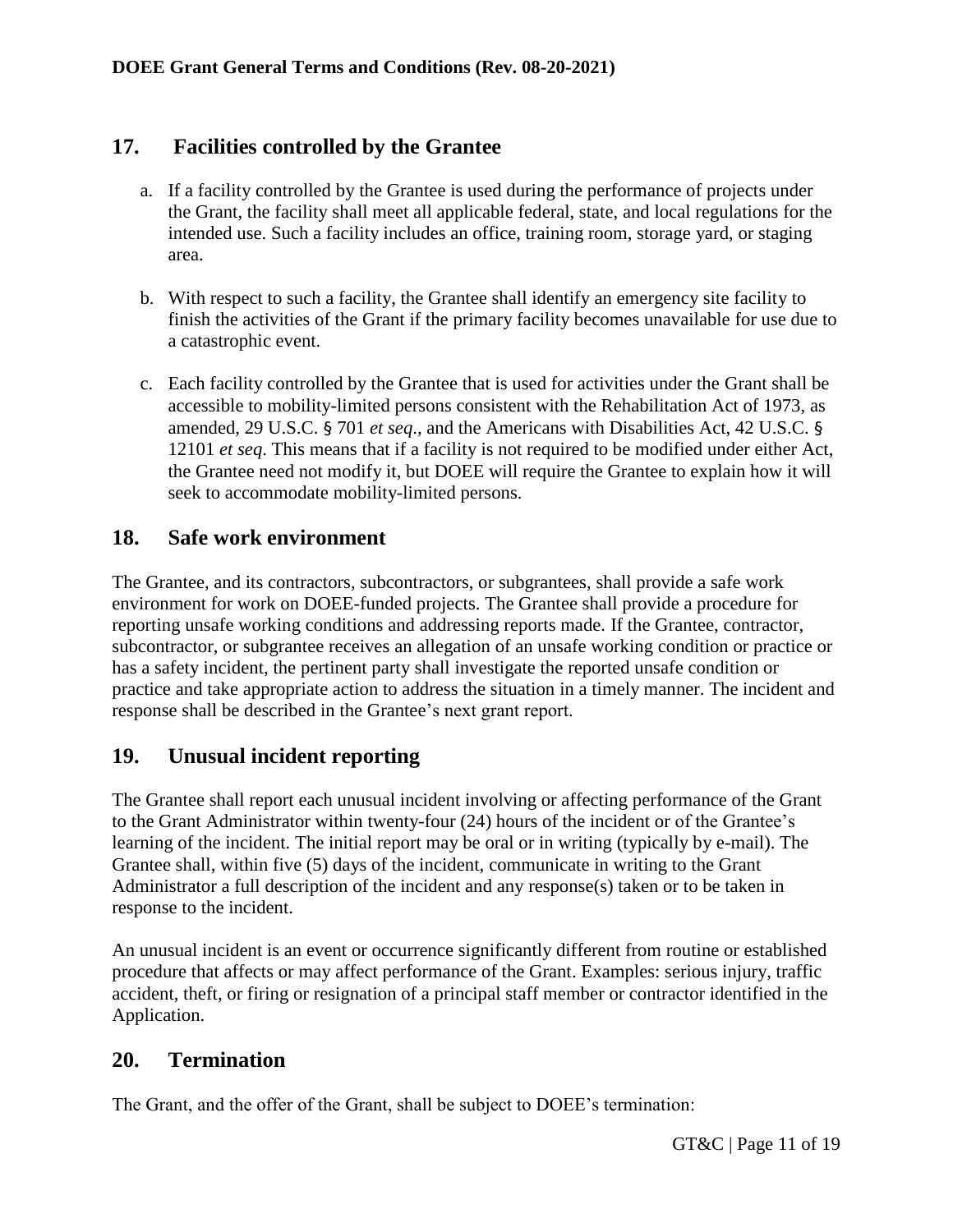## 17. Facilities controlled by the Grantee

a. If a facility controlled by the Grantee is used during the performance of projects under the Grant, the facility shall meet all applicable federal, state, and local regulations for the intended use. Such a facility includes an office, training room, storage yard, or staging area.

b. With respect to such a facility, the Grantee shall identify an emergency site facility to finish the activities of the Grant if the primary facility becomes unavailable for use due to a catastrophic event.

c. Each facility controlled by the Grantee that is used for activities under the Grant shall be accessible to mobility-limited persons consistent with the Rehabilitation Act of 1973, as amended, 29 U.S.C. § 701 *et seq*., and the Americans with Disabilities Act, 42 U.S.C. § 12101 *et seq*. This means that if a facility is not required to be modified under either Act, the Grantee need not modify it, but DOEE will require the Grantee to explain how it will seek to accommodate mobility-limited persons.

## 18. Safe work environment

The Grantee, and its contractors, subcontractors, or subgrantees, shall provide a safe work environment for work on DOEE-funded projects. The Grantee shall provide a procedure for reporting unsafe working conditions and addressing reports made. If the Grantee, contractor, subcontractor, or subgrantee receives an allegation of an unsafe working condition or practice or has a safety incident, the pertinent party shall investigate the reported unsafe condition or practice and take appropriate action to address the situation in a timely manner. The incident and response shall be described in the Grantee's next grant report.

## 19. Unusual incident reporting

The Grantee shall report each unusual incident involving or affecting performance of the Grant to the Grant Administrator within twenty-four (24) hours of the incident or of the Grantee's learning of the incident. The initial report may be oral or in writing (typically by e-mail). The Grantee shall, within five (5) days of the incident, communicate in writing to the Grant Administrator a full description of the incident and any response(s) taken or to be taken in response to the incident.

An unusual incident is an event or occurrence significantly different from routine or established procedure that affects or may affect performance of the Grant. Examples: serious injury, traffic accident, theft, or firing or resignation of a principal staff member or contractor identified in the Application.

## 20. Termination

The Grant, and the offer of the Grant, shall be subject to DOEE's termination: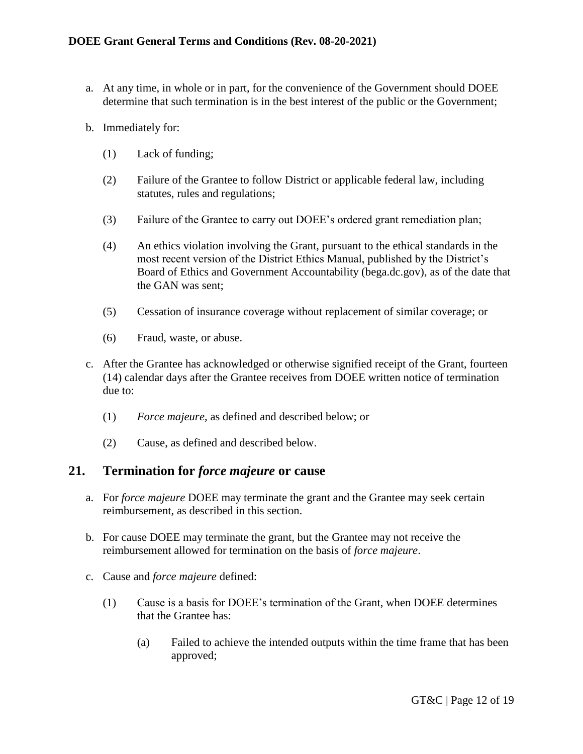a. At any time, in whole or in part, for the convenience of the Government should DOEE determine that such termination is in the best interest of the public or the Government;

b. Immediately for:

   (1) Lack of funding;

   (2) Failure of the Grantee to follow District or applicable federal law, including statutes, rules and regulations;

   (3) Failure of the Grantee to carry out DOEE's ordered grant remediation plan;

   (4) An ethics violation involving the Grant, pursuant to the ethical standards in the most recent version of the District Ethics Manual, published by the District's Board of Ethics and Government Accountability (bega.dc.gov), as of the date that the GAN was sent;

   (5) Cessation of insurance coverage without replacement of similar coverage; or

   (6) Fraud, waste, or abuse.

c. After the Grantee has acknowledged or otherwise signified receipt of the Grant, fourteen (14) calendar days after the Grantee receives from DOEE written notice of termination due to:

   (1) *Force majeure*, as defined and described below; or

   (2) Cause, as defined and described below.

## 21. Termination for *force majeure* or cause

a. For *force majeure* DOEE may terminate the grant and the Grantee may seek certain reimbursement, as described in this section.

b. For cause DOEE may terminate the grant, but the Grantee may not receive the reimbursement allowed for termination on the basis of *force majeure*.

c. Cause and *force majeure* defined:

   (1) Cause is a basis for DOEE's termination of the Grant, when DOEE determines that the Grantee has:

      (a) Failed to achieve the intended outputs within the time frame that has been approved;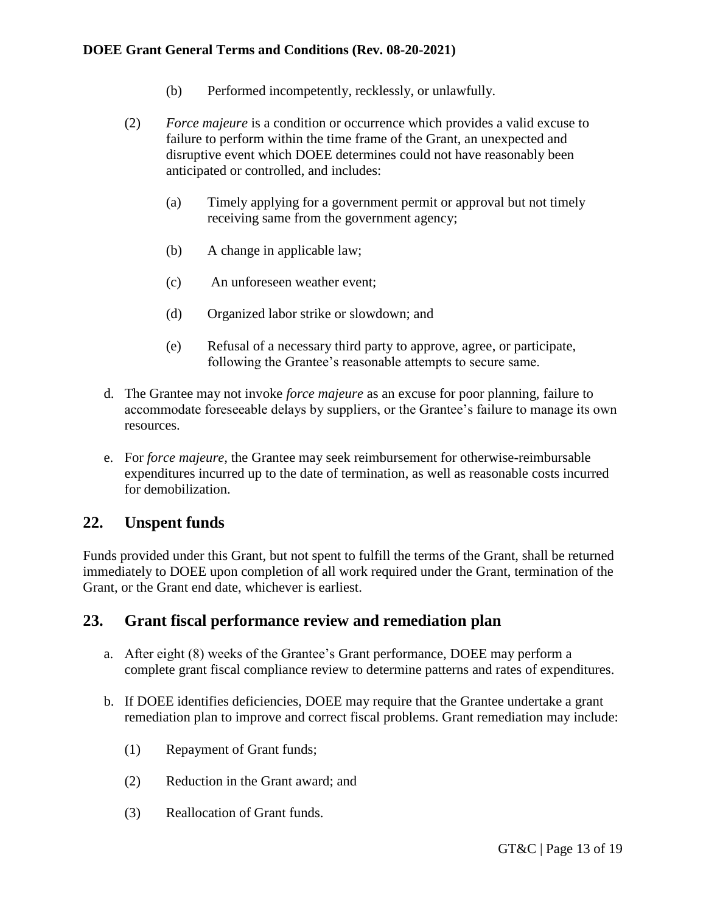(b) Performed incompetently, recklessly, or unlawfully.

(2) *Force majeure* is a condition or occurrence which provides a valid excuse to failure to perform within the time frame of the Grant, an unexpected and disruptive event which DOEE determines could not have reasonably been anticipated or controlled, and includes:

(a) Timely applying for a government permit or approval but not timely receiving same from the government agency;

(b) A change in applicable law;

(c) An unforeseen weather event;

(d) Organized labor strike or slowdown; and

(e) Refusal of a necessary third party to approve, agree, or participate, following the Grantee's reasonable attempts to secure same.

d. The Grantee may not invoke *force majeure* as an excuse for poor planning, failure to accommodate foreseeable delays by suppliers, or the Grantee's failure to manage its own resources.

e. For *force majeure,* the Grantee may seek reimbursement for otherwise-reimbursable expenditures incurred up to the date of termination, as well as reasonable costs incurred for demobilization.

## 22. Unspent funds

Funds provided under this Grant, but not spent to fulfill the terms of the Grant, shall be returned immediately to DOEE upon completion of all work required under the Grant, termination of the Grant, or the Grant end date, whichever is earliest.

## 23. Grant fiscal performance review and remediation plan

a. After eight (8) weeks of the Grantee's Grant performance, DOEE may perform a complete grant fiscal compliance review to determine patterns and rates of expenditures.

b. If DOEE identifies deficiencies, DOEE may require that the Grantee undertake a grant remediation plan to improve and correct fiscal problems. Grant remediation may include:

(1) Repayment of Grant funds;

(2) Reduction in the Grant award; and

(3) Reallocation of Grant funds.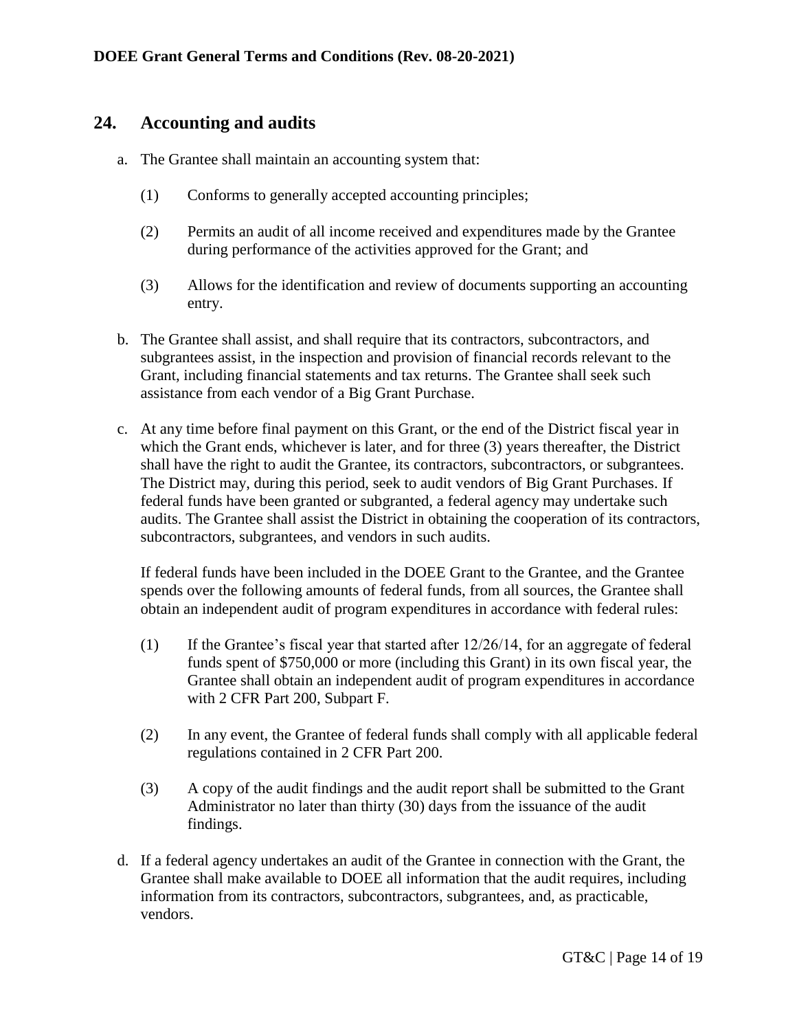## 24. Accounting and audits

a. The Grantee shall maintain an accounting system that:

   (1) Conforms to generally accepted accounting principles;

   (2) Permits an audit of all income received and expenditures made by the Grantee during performance of the activities approved for the Grant; and

   (3) Allows for the identification and review of documents supporting an accounting entry.

b. The Grantee shall assist, and shall require that its contractors, subcontractors, and subgrantees assist, in the inspection and provision of financial records relevant to the Grant, including financial statements and tax returns. The Grantee shall seek such assistance from each vendor of a Big Grant Purchase.

c. At any time before final payment on this Grant, or the end of the District fiscal year in which the Grant ends, whichever is later, and for three (3) years thereafter, the District shall have the right to audit the Grantee, its contractors, subcontractors, or subgrantees. The District may, during this period, seek to audit vendors of Big Grant Purchases. If federal funds have been granted or subgranted, a federal agency may undertake such audits. The Grantee shall assist the District in obtaining the cooperation of its contractors, subcontractors, subgrantees, and vendors in such audits.

   If federal funds have been included in the DOEE Grant to the Grantee, and the Grantee spends over the following amounts of federal funds, from all sources, the Grantee shall obtain an independent audit of program expenditures in accordance with federal rules:

   (1) If the Grantee's fiscal year that started after 12/26/14, for an aggregate of federal funds spent of $750,000 or more (including this Grant) in its own fiscal year, the Grantee shall obtain an independent audit of program expenditures in accordance with 2 CFR Part 200, Subpart F.

   (2) In any event, the Grantee of federal funds shall comply with all applicable federal regulations contained in 2 CFR Part 200.

   (3) A copy of the audit findings and the audit report shall be submitted to the Grant Administrator no later than thirty (30) days from the issuance of the audit findings.

d. If a federal agency undertakes an audit of the Grantee in connection with the Grant, the Grantee shall make available to DOEE all information that the audit requires, including information from its contractors, subcontractors, subgrantees, and, as practicable, vendors.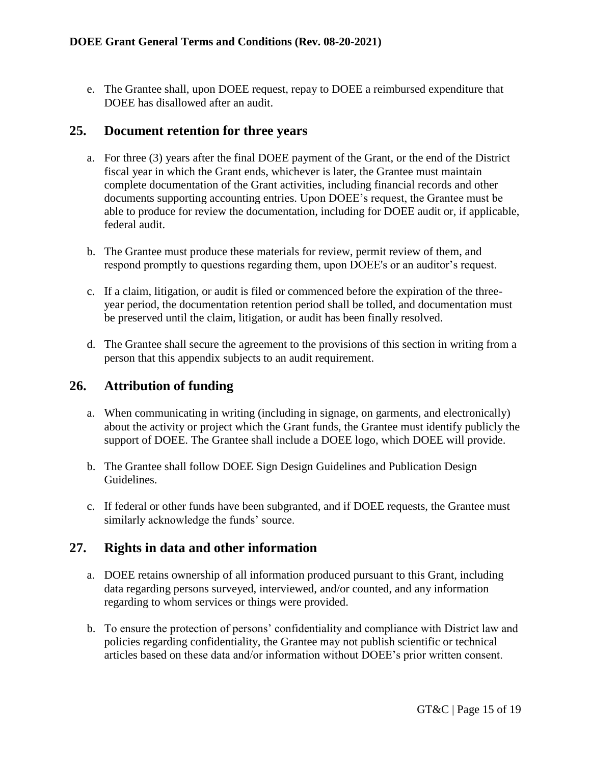e. The Grantee shall, upon DOEE request, repay to DOEE a reimbursed expenditure that DOEE has disallowed after an audit.

## 25. Document retention for three years

a. For three (3) years after the final DOEE payment of the Grant, or the end of the District fiscal year in which the Grant ends, whichever is later, the Grantee must maintain complete documentation of the Grant activities, including financial records and other documents supporting accounting entries. Upon DOEE's request, the Grantee must be able to produce for review the documentation, including for DOEE audit or, if applicable, federal audit.

b. The Grantee must produce these materials for review, permit review of them, and respond promptly to questions regarding them, upon DOEE's or an auditor's request.

c. If a claim, litigation, or audit is filed or commenced before the expiration of the three-year period, the documentation retention period shall be tolled, and documentation must be preserved until the claim, litigation, or audit has been finally resolved.

d. The Grantee shall secure the agreement to the provisions of this section in writing from a person that this appendix subjects to an audit requirement.

## 26. Attribution of funding

a. When communicating in writing (including in signage, on garments, and electronically) about the activity or project which the Grant funds, the Grantee must identify publicly the support of DOEE. The Grantee shall include a DOEE logo, which DOEE will provide.

b. The Grantee shall follow DOEE Sign Design Guidelines and Publication Design Guidelines.

c. If federal or other funds have been subgranted, and if DOEE requests, the Grantee must similarly acknowledge the funds' source.

## 27. Rights in data and other information

a. DOEE retains ownership of all information produced pursuant to this Grant, including data regarding persons surveyed, interviewed, and/or counted, and any information regarding to whom services or things were provided.

b. To ensure the protection of persons' confidentiality and compliance with District law and policies regarding confidentiality, the Grantee may not publish scientific or technical articles based on these data and/or information without DOEE's prior written consent.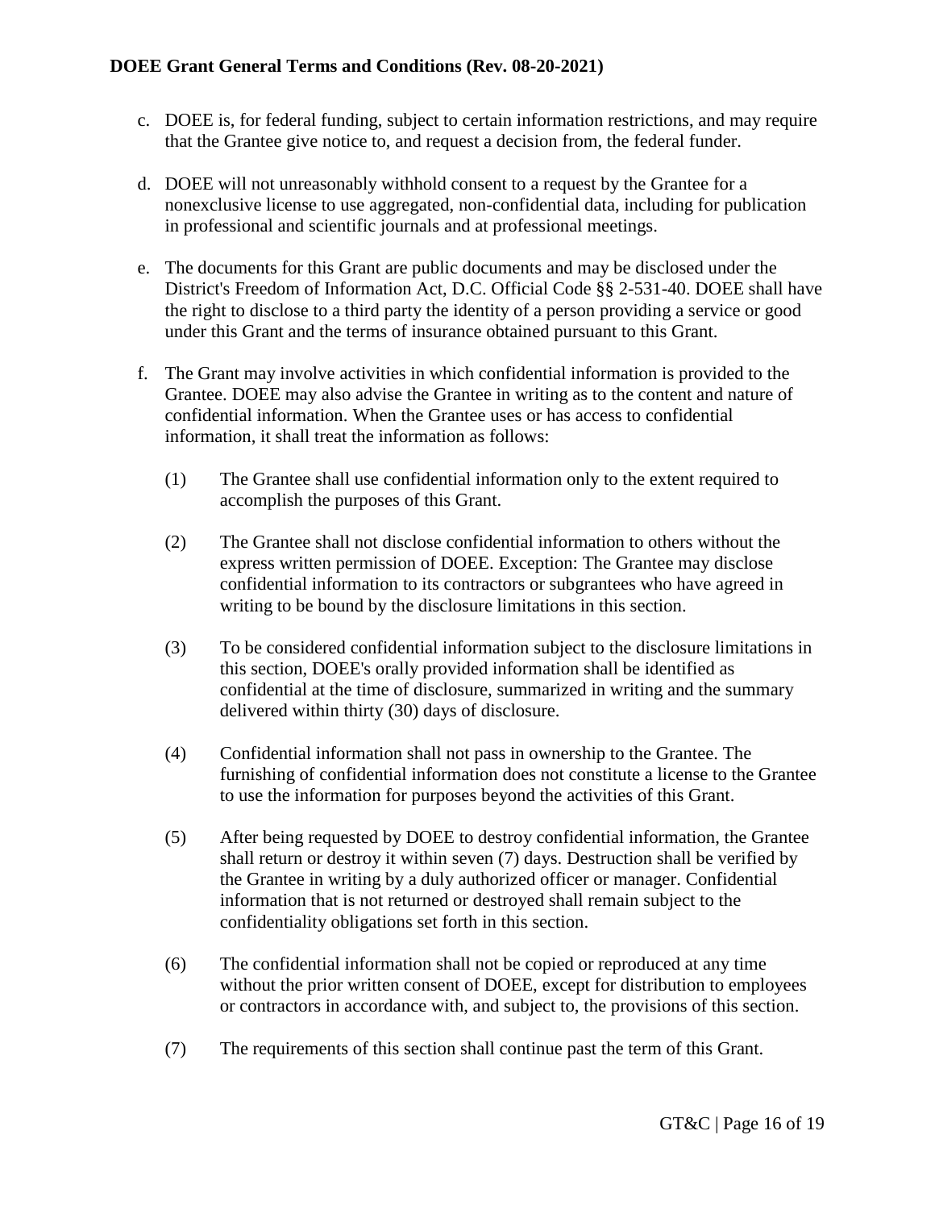c. DOEE is, for federal funding, subject to certain information restrictions, and may require that the Grantee give notice to, and request a decision from, the federal funder.

d. DOEE will not unreasonably withhold consent to a request by the Grantee for a nonexclusive license to use aggregated, non-confidential data, including for publication in professional and scientific journals and at professional meetings.

e. The documents for this Grant are public documents and may be disclosed under the District's Freedom of Information Act, D.C. Official Code §§ 2-531-40. DOEE shall have the right to disclose to a third party the identity of a person providing a service or good under this Grant and the terms of insurance obtained pursuant to this Grant.

f. The Grant may involve activities in which confidential information is provided to the Grantee. DOEE may also advise the Grantee in writing as to the content and nature of confidential information. When the Grantee uses or has access to confidential information, it shall treat the information as follows:

   (1) The Grantee shall use confidential information only to the extent required to accomplish the purposes of this Grant.

   (2) The Grantee shall not disclose confidential information to others without the express written permission of DOEE. Exception: The Grantee may disclose confidential information to its contractors or subgrantees who have agreed in writing to be bound by the disclosure limitations in this section.

   (3) To be considered confidential information subject to the disclosure limitations in this section, DOEE's orally provided information shall be identified as confidential at the time of disclosure, summarized in writing and the summary delivered within thirty (30) days of disclosure.

   (4) Confidential information shall not pass in ownership to the Grantee. The furnishing of confidential information does not constitute a license to the Grantee to use the information for purposes beyond the activities of this Grant.

   (5) After being requested by DOEE to destroy confidential information, the Grantee shall return or destroy it within seven (7) days. Destruction shall be verified by the Grantee in writing by a duly authorized officer or manager. Confidential information that is not returned or destroyed shall remain subject to the confidentiality obligations set forth in this section.

   (6) The confidential information shall not be copied or reproduced at any time without the prior written consent of DOEE, except for distribution to employees or contractors in accordance with, and subject to, the provisions of this section.

   (7) The requirements of this section shall continue past the term of this Grant.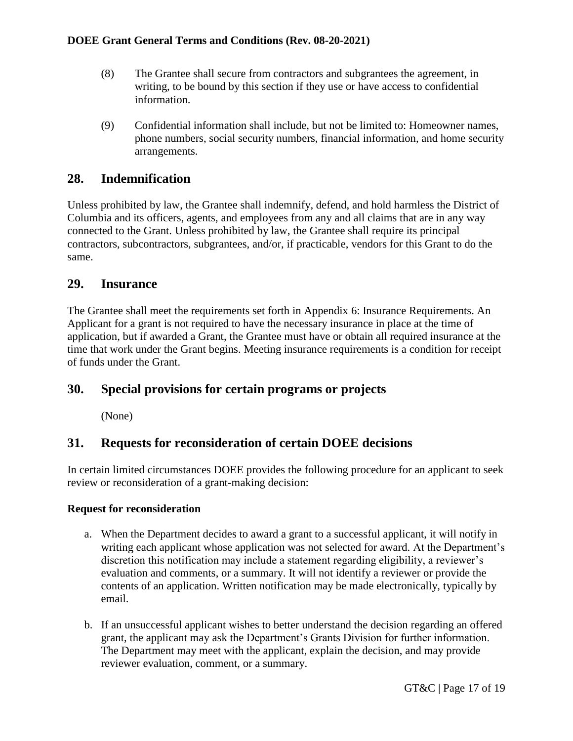(8) The Grantee shall secure from contractors and subgrantees the agreement, in writing, to be bound by this section if they use or have access to confidential information.

(9) Confidential information shall include, but not be limited to: Homeowner names, phone numbers, social security numbers, financial information, and home security arrangements.

## 28. Indemnification

Unless prohibited by law, the Grantee shall indemnify, defend, and hold harmless the District of Columbia and its officers, agents, and employees from any and all claims that are in any way connected to the Grant. Unless prohibited by law, the Grantee shall require its principal contractors, subcontractors, subgrantees, and/or, if practicable, vendors for this Grant to do the same.

## 29. Insurance

The Grantee shall meet the requirements set forth in Appendix 6: Insurance Requirements. An Applicant for a grant is not required to have the necessary insurance in place at the time of application, but if awarded a Grant, the Grantee must have or obtain all required insurance at the time that work under the Grant begins. Meeting insurance requirements is a condition for receipt of funds under the Grant.

## 30. Special provisions for certain programs or projects

(None)

## 31. Requests for reconsideration of certain DOEE decisions

In certain limited circumstances DOEE provides the following procedure for an applicant to seek review or reconsideration of a grant-making decision:

**Request for reconsideration**

a. When the Department decides to award a grant to a successful applicant, it will notify in writing each applicant whose application was not selected for award. At the Department's discretion this notification may include a statement regarding eligibility, a reviewer's evaluation and comments, or a summary. It will not identify a reviewer or provide the contents of an application. Written notification may be made electronically, typically by email.

b. If an unsuccessful applicant wishes to better understand the decision regarding an offered grant, the applicant may ask the Department's Grants Division for further information. The Department may meet with the applicant, explain the decision, and may provide reviewer evaluation, comment, or a summary.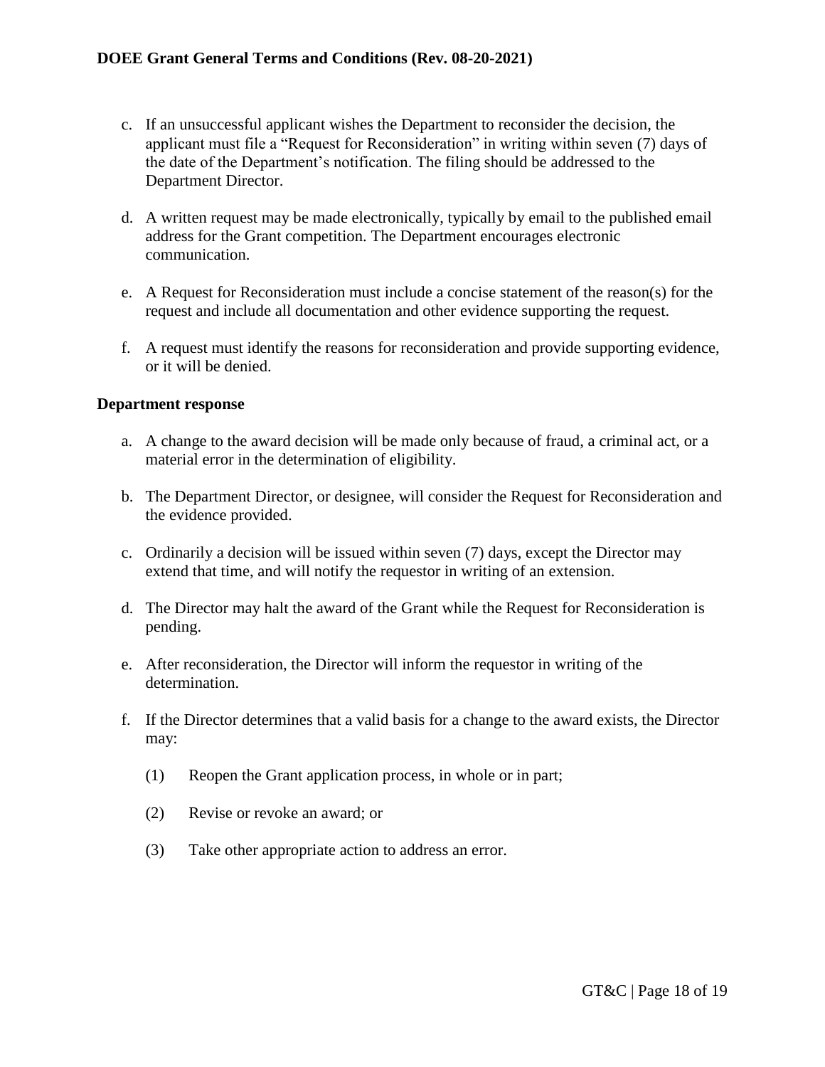c. If an unsuccessful applicant wishes the Department to reconsider the decision, the applicant must file a "Request for Reconsideration" in writing within seven (7) days of the date of the Department's notification. The filing should be addressed to the Department Director.

d. A written request may be made electronically, typically by email to the published email address for the Grant competition. The Department encourages electronic communication.

e. A Request for Reconsideration must include a concise statement of the reason(s) for the request and include all documentation and other evidence supporting the request.

f. A request must identify the reasons for reconsideration and provide supporting evidence, or it will be denied.

**Department response**

a. A change to the award decision will be made only because of fraud, a criminal act, or a material error in the determination of eligibility.

b. The Department Director, or designee, will consider the Request for Reconsideration and the evidence provided.

c. Ordinarily a decision will be issued within seven (7) days, except the Director may extend that time, and will notify the requestor in writing of an extension.

d. The Director may halt the award of the Grant while the Request for Reconsideration is pending.

e. After reconsideration, the Director will inform the requestor in writing of the determination.

f. If the Director determines that a valid basis for a change to the award exists, the Director may:

   (1) Reopen the Grant application process, in whole or in part;

   (2) Revise or revoke an award; or

   (3) Take other appropriate action to address an error.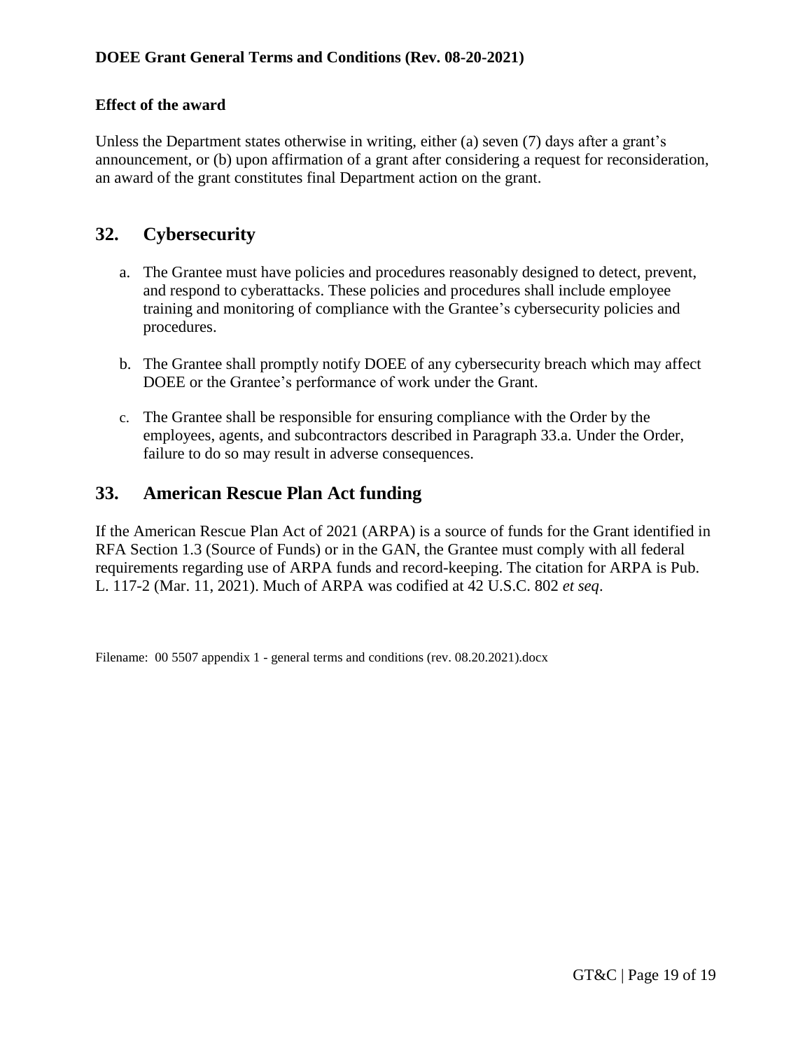### Effect of the award

Unless the Department states otherwise in writing, either (a) seven (7) days after a grant's announcement, or (b) upon affirmation of a grant after considering a request for reconsideration, an award of the grant constitutes final Department action on the grant.

## 32. Cybersecurity

a. The Grantee must have policies and procedures reasonably designed to detect, prevent, and respond to cyberattacks. These policies and procedures shall include employee training and monitoring of compliance with the Grantee's cybersecurity policies and procedures.

b. The Grantee shall promptly notify DOEE of any cybersecurity breach which may affect DOEE or the Grantee's performance of work under the Grant.

c. The Grantee shall be responsible for ensuring compliance with the Order by the employees, agents, and subcontractors described in Paragraph 33.a. Under the Order, failure to do so may result in adverse consequences.

## 33. American Rescue Plan Act funding

If the American Rescue Plan Act of 2021 (ARPA) is a source of funds for the Grant identified in RFA Section 1.3 (Source of Funds) or in the GAN, the Grantee must comply with all federal requirements regarding use of ARPA funds and record-keeping. The citation for ARPA is Pub. L. 117-2 (Mar. 11, 2021). Much of ARPA was codified at 42 U.S.C. 802 *et seq*.

Filename: 00 5507 appendix 1 - general terms and conditions (rev. 08.20.2021).docx